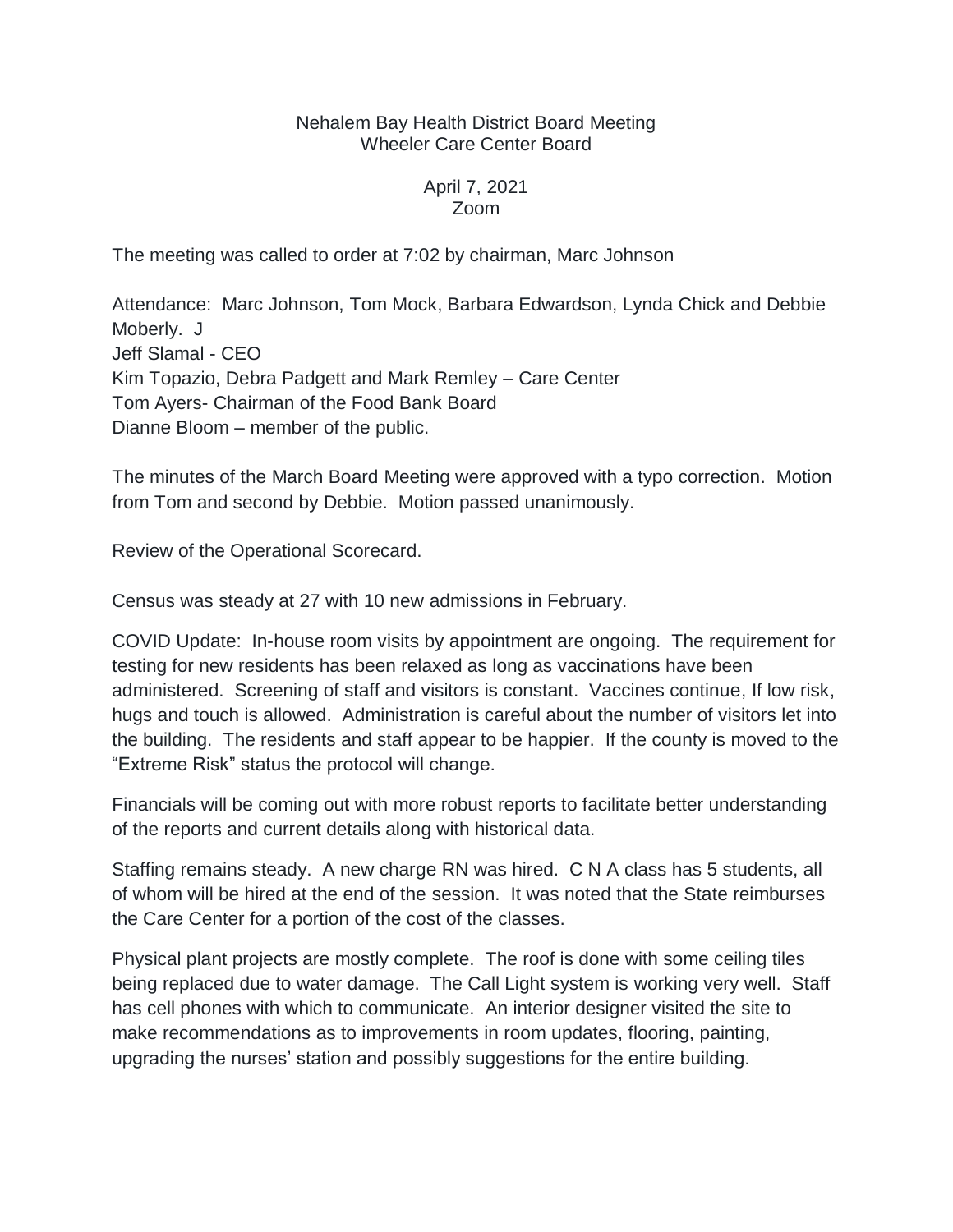Nehalem Bay Health District Board Meeting
Wheeler Care Center Board

April 7, 2021
Zoom

The meeting was called to order at 7:02 by chairman, Marc Johnson

Attendance: Marc Johnson, Tom Mock, Barbara Edwardson, Lynda Chick and Debbie Moberly. J
Jeff Slamal - CEO
Kim Topazio, Debra Padgett and Mark Remley – Care Center
Tom Ayers- Chairman of the Food Bank Board
Dianne Bloom – member of the public.

The minutes of the March Board Meeting were approved with a typo correction. Motion from Tom and second by Debbie. Motion passed unanimously.

Review of the Operational Scorecard.

Census was steady at 27 with 10 new admissions in February.

COVID Update: In-house room visits by appointment are ongoing. The requirement for testing for new residents has been relaxed as long as vaccinations have been administered. Screening of staff and visitors is constant. Vaccines continue, If low risk, hugs and touch is allowed. Administration is careful about the number of visitors let into the building. The residents and staff appear to be happier. If the county is moved to the "Extreme Risk" status the protocol will change.

Financials will be coming out with more robust reports to facilitate better understanding of the reports and current details along with historical data.

Staffing remains steady. A new charge RN was hired. C N A class has 5 students, all of whom will be hired at the end of the session. It was noted that the State reimburses the Care Center for a portion of the cost of the classes.

Physical plant projects are mostly complete. The roof is done with some ceiling tiles being replaced due to water damage. The Call Light system is working very well. Staff has cell phones with which to communicate. An interior designer visited the site to make recommendations as to improvements in room updates, flooring, painting, upgrading the nurses' station and possibly suggestions for the entire building.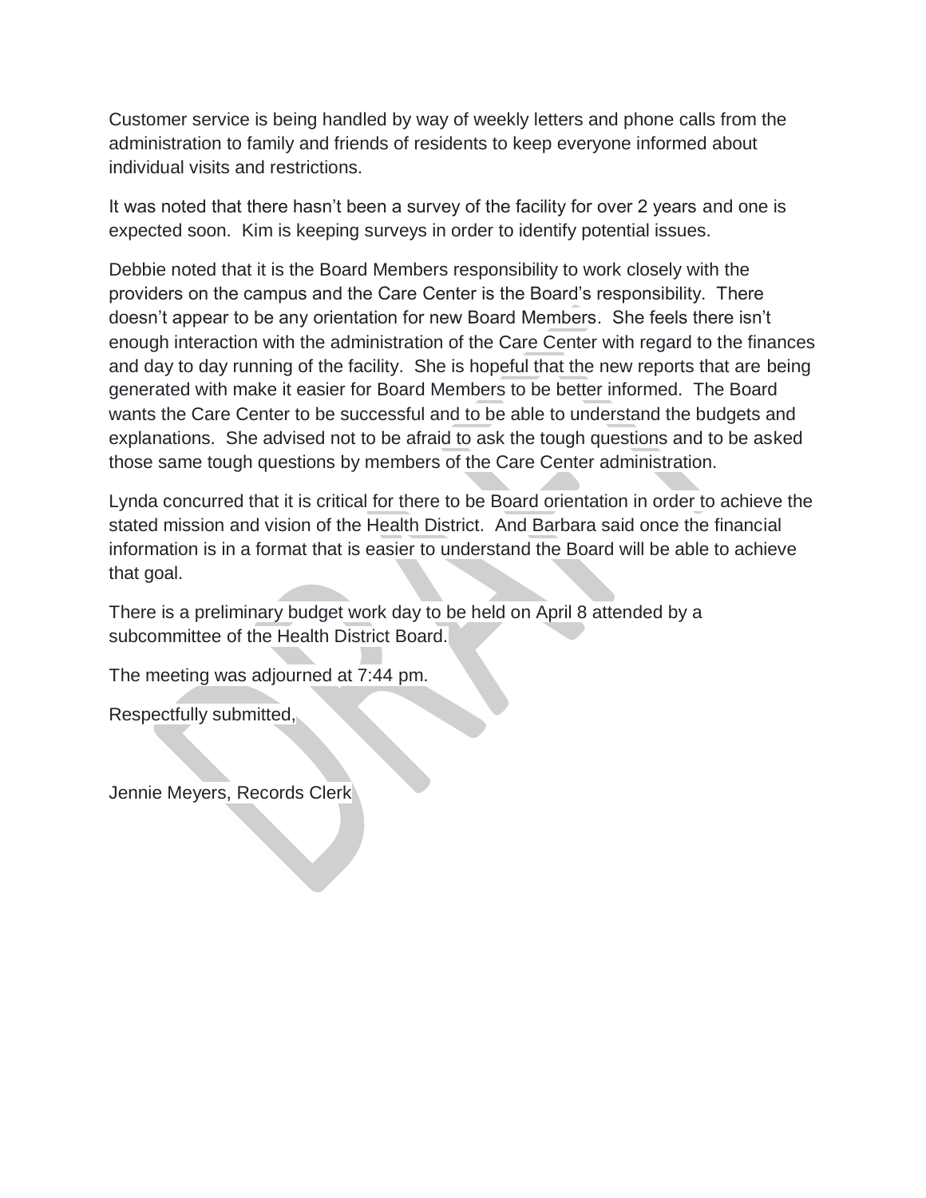Customer service is being handled by way of weekly letters and phone calls from the administration to family and friends of residents to keep everyone informed about individual visits and restrictions.

It was noted that there hasn't been a survey of the facility for over 2 years and one is expected soon. Kim is keeping surveys in order to identify potential issues.

Debbie noted that it is the Board Members responsibility to work closely with the providers on the campus and the Care Center is the Board's responsibility. There doesn't appear to be any orientation for new Board Members. She feels there isn't enough interaction with the administration of the Care Center with regard to the finances and day to day running of the facility. She is hopeful that the new reports that are being generated with make it easier for Board Members to be better informed. The Board wants the Care Center to be successful and to be able to understand the budgets and explanations. She advised not to be afraid to ask the tough questions and to be asked those same tough questions by members of the Care Center administration.

Lynda concurred that it is critical for there to be Board orientation in order to achieve the stated mission and vision of the Health District. And Barbara said once the financial information is in a format that is easier to understand the Board will be able to achieve that goal.

There is a preliminary budget work day to be held on April 8 attended by a subcommittee of the Health District Board.

The meeting was adjourned at 7:44 pm.

Respectfully submitted,

Jennie Meyers, Records Clerk